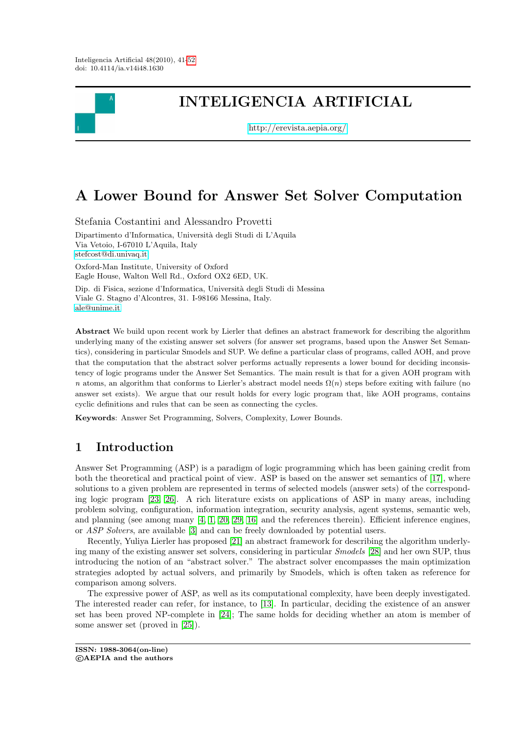# A Lower Bound for Answer Set Solver Computation

Stefania Costantini and Alessandro Provetti

Dipartimento d'Informatica, Università degli Studi di L'Aquila
Via Vetoio, I-67010 L'Aquila, Italy
stefcost@di.univaq.it

Oxford-Man Institute, University of Oxford
Eagle House, Walton Well Rd., Oxford OX2 6ED, UK.

Dip. di Fisica, sezione d'Informatica, Università degli Studi di Messina
Viale G. Stagno d'Alcontres, 31. I-98166 Messina, Italy.
ale@unime.it

**Abstract** We build upon recent work by Lierler that defines an abstract framework for describing the algorithm underlying many of the existing answer set solvers (for answer set programs, based upon the Answer Set Semantics), considering in particular Smodels and SUP. We define a particular class of programs, called AOH, and prove that the computation that the abstract solver performs actually represents a lower bound for deciding inconsistency of logic programs under the Answer Set Semantics. The main result is that for a given AOH program with $n$ atoms, an algorithm that conforms to Lierler's abstract model needs $\Omega(n)$ steps before exiting with failure (no answer set exists). We argue that our result holds for every logic program that, like AOH programs, contains cyclic definitions and rules that can be seen as connecting the cycles.

**Keywords**: Answer Set Programming, Solvers, Complexity, Lower Bounds.

## 1 Introduction

Answer Set Programming (ASP) is a paradigm of logic programming which has been gaining credit from both the theoretical and practical point of view. ASP is based on the answer set semantics of [17], where solutions to a given problem are represented in terms of selected models (answer sets) of the corresponding logic program [23, 26]. A rich literature exists on applications of ASP in many areas, including problem solving, configuration, information integration, security analysis, agent systems, semantic web, and planning (see among many [4, 1, 20, 29, 16] and the references therein). Efficient inference engines, or *ASP Solvers*, are available [3] and can be freely downloaded by potential users.

Recently, Yuliya Lierler has proposed [21] an abstract framework for describing the algorithm underlying many of the existing answer set solvers, considering in particular *Smodels* [28] and her own SUP, thus introducing the notion of an "abstract solver." The abstract solver encompasses the main optimization strategies adopted by actual solvers, and primarily by Smodels, which is often taken as reference for comparison among solvers.

The expressive power of ASP, as well as its computational complexity, have been deeply investigated. The interested reader can refer, for instance, to [13]. In particular, deciding the existence of an answer set has been proved NP-complete in [24]; The same holds for deciding whether an atom is member of some answer set (proved in [25]).

**ISSN: 1988-3064(on-line)**
**©AEPIA and the authors**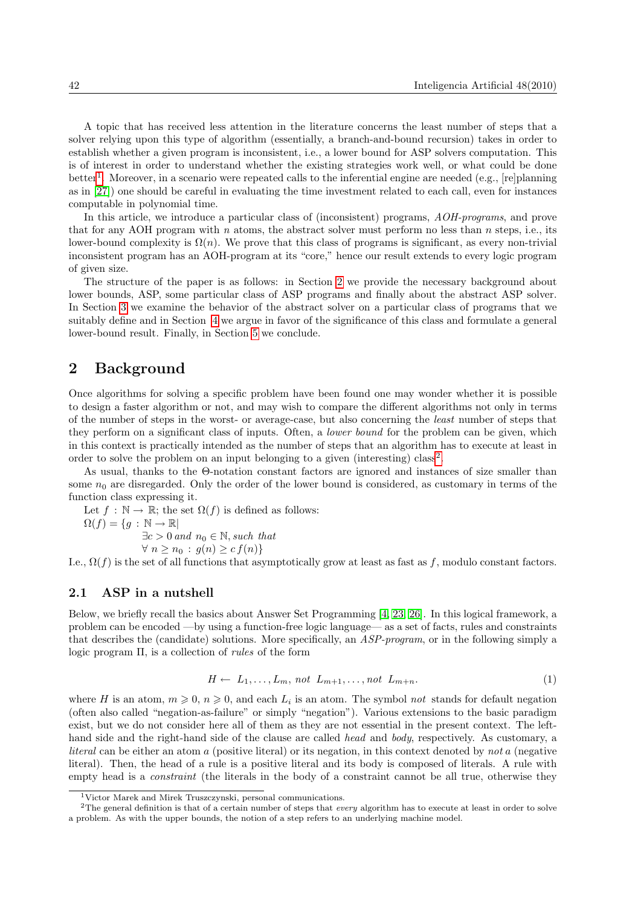A topic that has received less attention in the literature concerns the least number of steps that a solver relying upon this type of algorithm (essentially, a branch-and-bound recursion) takes in order to establish whether a given program is inconsistent, i.e., a lower bound for ASP solvers computation. This is of interest in order to understand whether the existing strategies work well, or what could be done better[1]. Moreover, in a scenario were repeated calls to the inferential engine are needed (e.g., [re]planning as in [27]) one should be careful in evaluating the time investment related to each call, even for instances computable in polynomial time.

In this article, we introduce a particular class of (inconsistent) programs, *AOH-programs*, and prove that for any AOH program with $n$ atoms, the abstract solver must perform no less than $n$ steps, i.e., its lower-bound complexity is $\Omega(n)$. We prove that this class of programs is significant, as every non-trivial inconsistent program has an AOH-program at its "core," hence our result extends to every logic program of given size.

The structure of the paper is as follows: in Section 2 we provide the necessary background about lower bounds, ASP, some particular class of ASP programs and finally about the abstract ASP solver. In Section 3 we examine the behavior of the abstract solver on a particular class of programs that we suitably define and in Section 4 we argue in favor of the significance of this class and formulate a general lower-bound result. Finally, in Section 5 we conclude.

# 2 Background

Once algorithms for solving a specific problem have been found one may wonder whether it is possible to design a faster algorithm or not, and may wish to compare the different algorithms not only in terms of the number of steps in the worst- or average-case, but also concerning the *least* number of steps that they perform on a significant class of inputs. Often, a *lower bound* for the problem can be given, which in this context is practically intended as the number of steps that an algorithm has to execute at least in order to solve the problem on an input belonging to a given (interesting) class[2].

As usual, thanks to the Θ-notation constant factors are ignored and instances of size smaller than some $n_0$ are disregarded. Only the order of the lower bound is considered, as customary in terms of the function class expressing it.

Let $f : \mathbb{N} \rightarrow \mathbb{R}$; the set $\Omega(f)$ is defined as follows:

$$\Omega(f) = \{g : \mathbb{N} \rightarrow \mathbb{R} | \; \exists c > 0 \text{ and } n_0 \in \mathbb{N}, \text{such that } \; \forall\, n \geq n_0 \, : \, g(n) \geq c\, f(n)\}$$

I.e., $\Omega(f)$ is the set of all functions that asymptotically grow at least as fast as $f$, modulo constant factors.

## 2.1 ASP in a nutshell

Below, we briefly recall the basics about Answer Set Programming [4, 23, 26]. In this logical framework, a problem can be encoded —by using a function-free logic language— as a set of facts, rules and constraints that describes the (candidate) solutions. More specifically, an *ASP-program*, or in the following simply a logic program Π, is a collection of *rules* of the form

$$H \leftarrow \; L_1, \ldots, L_m, \; not \;\; L_{m+1}, \ldots, not \;\; L_{m+n}. \tag{1}$$

where $H$ is an atom, $m \geqslant 0$, $n \geqslant 0$, and each $L_i$ is an atom. The symbol *not* stands for default negation (often also called "negation-as-failure" or simply "negation"). Various extensions to the basic paradigm exist, but we do not consider here all of them as they are not essential in the present context. The left-hand side and the right-hand side of the clause are called *head* and *body*, respectively. As customary, a *literal* can be either an atom $a$ (positive literal) or its negation, in this context denoted by *not* $a$ (negative literal). Then, the head of a rule is a positive literal and its body is composed of literals. A rule with empty head is a *constraint* (the literals in the body of a constraint cannot be all true, otherwise they

[1] Victor Marek and Mirek Truszczynski, personal communications.

[2] The general definition is that of a certain number of steps that *every* algorithm has to execute at least in order to solve a problem. As with the upper bounds, the notion of a step refers to an underlying machine model.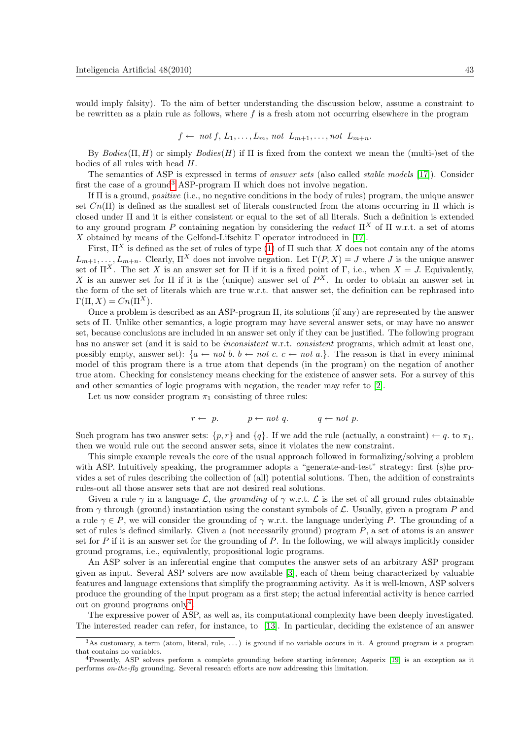would imply falsity). To the aim of better understanding the discussion below, assume a constraint to be rewritten as a plain rule as follows, where $f$ is a fresh atom not occurring elsewhere in the program

$$f \leftarrow \; not\; f, L_1, \ldots, L_m, \; not \; L_{m+1}, \ldots, not \; L_{m+n}.$$

By $Bodies(\Pi, H)$ or simply $Bodies(H)$ if $\Pi$ is fixed from the context we mean the (multi-)set of the bodies of all rules with head $H$.

The semantics of ASP is expressed in terms of *answer sets* (also called *stable models* [17]). Consider first the case of a ground[3] ASP-program $\Pi$ which does not involve negation.

If $\Pi$ is a ground, *positive* (i.e., no negative conditions in the body of rules) program, the unique answer set $Cn(\Pi)$ is defined as the smallest set of literals constructed from the atoms occurring in $\Pi$ which is closed under $\Pi$ and it is either consistent or equal to the set of all literals. Such a definition is extended to any ground program $P$ containing negation by considering the *reduct* $\Pi^X$ of $\Pi$ w.r.t. a set of atoms $X$ obtained by means of the Gelfond-Lifschitz $\Gamma$ operator introduced in [17].

First, $\Pi^X$ is defined as the set of rules of type (1) of $\Pi$ such that $X$ does not contain any of the atoms $L_{m+1}, \ldots, L_{m+n}$. Clearly, $\Pi^X$ does not involve negation. Let $\Gamma(P, X) = J$ where $J$ is the unique answer set of $\Pi^X$. The set $X$ is an answer set for $\Pi$ if it is a fixed point of $\Gamma$, i.e., when $X = J$. Equivalently, $X$ is an answer set for $\Pi$ if it is the (unique) answer set of $P^X$. In order to obtain an answer set in the form of the set of literals which are true w.r.t. that answer set, the definition can be rephrased into $\Gamma(\Pi, X) = Cn(\Pi^X)$.

Once a problem is described as an ASP-program $\Pi$, its solutions (if any) are represented by the answer sets of $\Pi$. Unlike other semantics, a logic program may have several answer sets, or may have no answer set, because conclusions are included in an answer set only if they can be justified. The following program has no answer set (and it is said to be *inconsistent* w.r.t. *consistent* programs, which admit at least one, possibly empty, answer set): $\{a \leftarrow not\; b.\; b \leftarrow not\; c.\; c \leftarrow not\; a.\}$. The reason is that in every minimal model of this program there is a true atom that depends (in the program) on the negation of another true atom. Checking for consistency means checking for the existence of answer sets. For a survey of this and other semantics of logic programs with negation, the reader may refer to [2].

Let us now consider program $\pi_1$ consisting of three rules:

$$r \leftarrow \; p. \qquad\quad p \leftarrow not\; q. \qquad\quad q \leftarrow not\; p.$$

Such program has two answer sets: $\{p, r\}$ and $\{q\}$. If we add the rule (actually, a constraint) $\leftarrow q.$ to $\pi_1$, then we would rule out the second answer sets, since it violates the new constraint.

This simple example reveals the core of the usual approach followed in formalizing/solving a problem with ASP. Intuitively speaking, the programmer adopts a "generate-and-test" strategy: first (s)he provides a set of rules describing the collection of (all) potential solutions. Then, the addition of constraints rules-out all those answer sets that are not desired real solutions.

Given a rule $\gamma$ in a language $\mathcal{L}$, the *grounding* of $\gamma$ w.r.t. $\mathcal{L}$ is the set of all ground rules obtainable from $\gamma$ through (ground) instantiation using the constant symbols of $\mathcal{L}$. Usually, given a program $P$ and a rule $\gamma \in P$, we will consider the grounding of $\gamma$ w.r.t. the language underlying $P$. The grounding of a set of rules is defined similarly. Given a (not necessarily ground) program $P$, a set of atoms is an answer set for $P$ if it is an answer set for the grounding of $P$. In the following, we will always implicitly consider ground programs, i.e., equivalently, propositional logic programs.

An ASP solver is an inferential engine that computes the answer sets of an arbitrary ASP program given as input. Several ASP solvers are now available [3], each of them being characterized by valuable features and language extensions that simplify the programming activity. As it is well-known, ASP solvers produce the grounding of the input program as a first step; the actual inferential activity is hence carried out on ground programs only[4].

The expressive power of ASP, as well as, its computational complexity have been deeply investigated. The interested reader can refer, for instance, to [13]. In particular, deciding the existence of an answer

[3] As customary, a term (atom, literal, rule, ...) is ground if no variable occurs in it. A ground program is a program that contains no variables.

[4] Presently, ASP solvers perform a complete grounding before starting inference; Asperix [19] is an exception as it performs *on-the-fly* grounding. Several research efforts are now addressing this limitation.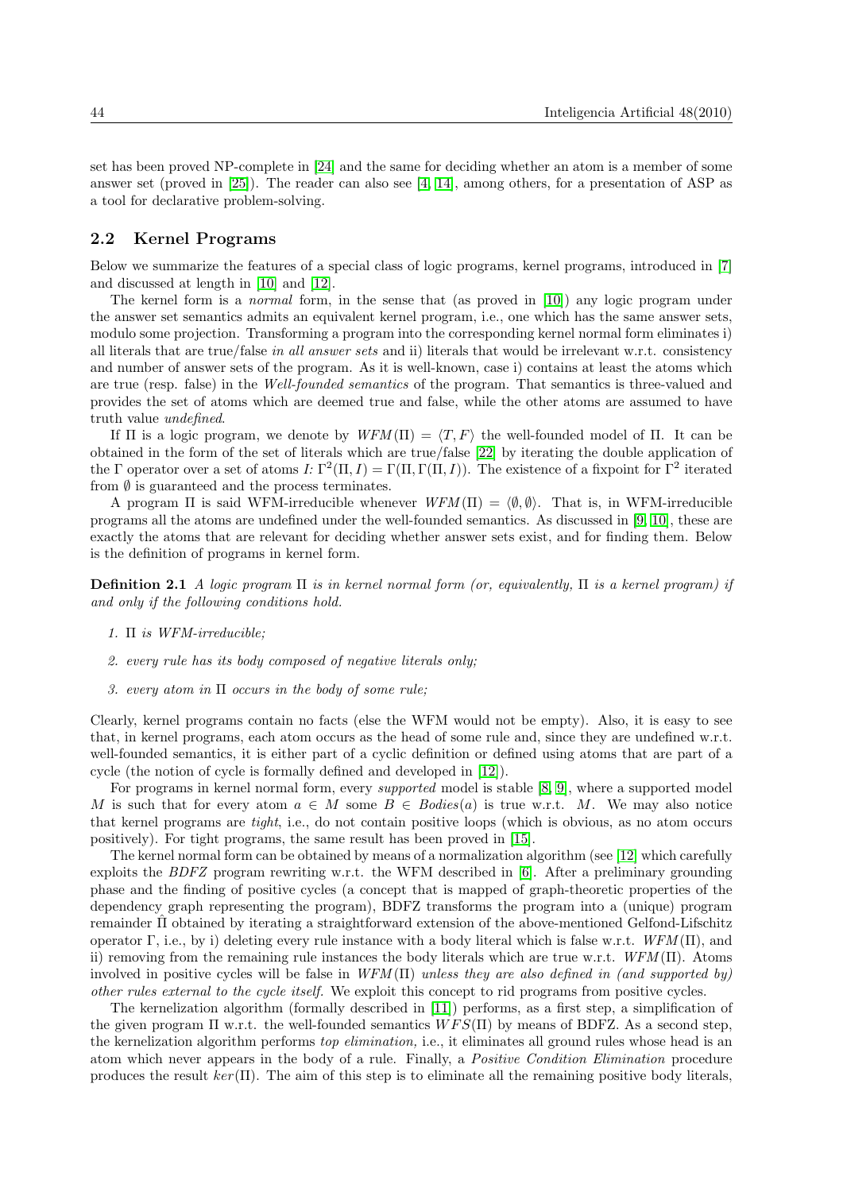set has been proved NP-complete in [24] and the same for deciding whether an atom is a member of some answer set (proved in [25]). The reader can also see [4, 14], among others, for a presentation of ASP as a tool for declarative problem-solving.

## 2.2 Kernel Programs

Below we summarize the features of a special class of logic programs, kernel programs, introduced in [7] and discussed at length in [10] and [12].

The kernel form is a *normal* form, in the sense that (as proved in [10]) any logic program under the answer set semantics admits an equivalent kernel program, i.e., one which has the same answer sets, modulo some projection. Transforming a program into the corresponding kernel normal form eliminates i) all literals that are true/false *in all answer sets* and ii) literals that would be irrelevant w.r.t. consistency and number of answer sets of the program. As it is well-known, case i) contains at least the atoms which are true (resp. false) in the *Well-founded semantics* of the program. That semantics is three-valued and provides the set of atoms which are deemed true and false, while the other atoms are assumed to have truth value *undefined*.

If $\Pi$ is a logic program, we denote by $WFM(\Pi) = \langle T, F\rangle$ the well-founded model of $\Pi$. It can be obtained in the form of the set of literals which are true/false [22] by iterating the double application of the $\Gamma$ operator over a set of atoms $I$: $\Gamma^2(\Pi, I) = \Gamma(\Pi, \Gamma(\Pi, I))$. The existence of a fixpoint for $\Gamma^2$ iterated from $\emptyset$ is guaranteed and the process terminates.

A program $\Pi$ is said WFM-irreducible whenever $WFM(\Pi) = \langle\emptyset, \emptyset\rangle$. That is, in WFM-irreducible programs all the atoms are undefined under the well-founded semantics. As discussed in [9, 10], these are exactly the atoms that are relevant for deciding whether answer sets exist, and for finding them. Below is the definition of programs in kernel form.

**Definition 2.1** *A logic program $\Pi$ is in kernel normal form (or, equivalently, $\Pi$ is a kernel program) if and only if the following conditions hold.*

1. *$\Pi$ is WFM-irreducible;*
2. *every rule has its body composed of negative literals only;*
3. *every atom in $\Pi$ occurs in the body of some rule;*

Clearly, kernel programs contain no facts (else the WFM would not be empty). Also, it is easy to see that, in kernel programs, each atom occurs as the head of some rule and, since they are undefined w.r.t. well-founded semantics, it is either part of a cyclic definition or defined using atoms that are part of a cycle (the notion of cycle is formally defined and developed in [12]).

For programs in kernel normal form, every *supported* model is stable [8, 9], where a supported model $M$ is such that for every atom $a \in M$ some $B \in Bodies(a)$ is true w.r.t. $M$. We may also notice that kernel programs are *tight*, i.e., do not contain positive loops (which is obvious, as no atom occurs positively). For tight programs, the same result has been proved in [15].

The kernel normal form can be obtained by means of a normalization algorithm (see [12] which carefully exploits the *BDFZ* program rewriting w.r.t. the WFM described in [6]. After a preliminary grounding phase and the finding of positive cycles (a concept that is mapped of graph-theoretic properties of the dependency graph representing the program), BDFZ transforms the program into a (unique) program remainder $\hat{\Pi}$ obtained by iterating a straightforward extension of the above-mentioned Gelfond-Lifschitz operator $\Gamma$, i.e., by i) deleting every rule instance with a body literal which is false w.r.t. $WFM(\Pi)$, and ii) removing from the remaining rule instances the body literals which are true w.r.t. $WFM(\Pi)$. Atoms involved in positive cycles will be false in $WFM(\Pi)$ *unless they are also defined in (and supported by) other rules external to the cycle itself*. We exploit this concept to rid programs from positive cycles.

The kernelization algorithm (formally described in [11]) performs, as a first step, a simplification of the given program $\Pi$ w.r.t. the well-founded semantics $WFS(\Pi)$ by means of BDFZ. As a second step, the kernelization algorithm performs *top elimination,* i.e., it eliminates all ground rules whose head is an atom which never appears in the body of a rule. Finally, a *Positive Condition Elimination* procedure produces the result $ker(\Pi)$. The aim of this step is to eliminate all the remaining positive body literals,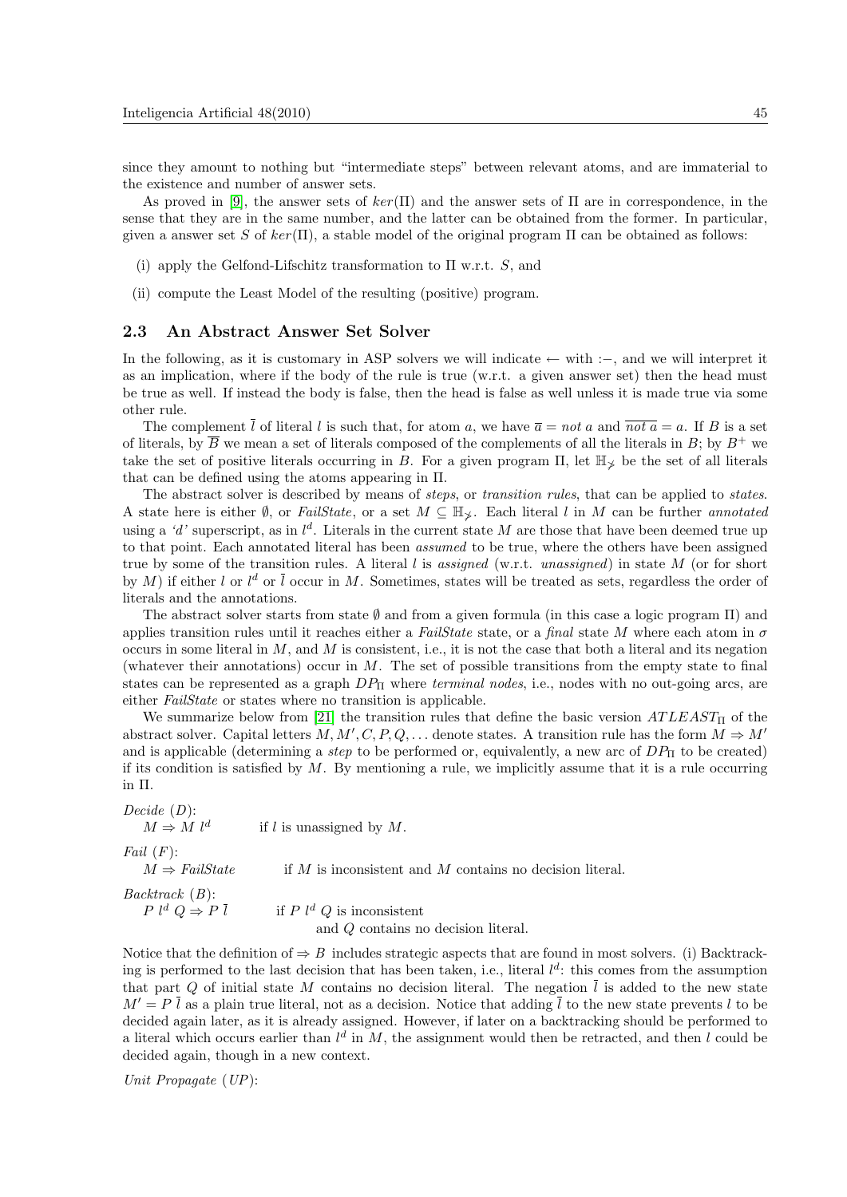since they amount to nothing but "intermediate steps" between relevant atoms, and are immaterial to the existence and number of answer sets.

As proved in [9], the answer sets of $ker(\Pi)$ and the answer sets of $\Pi$ are in correspondence, in the sense that they are in the same number, and the latter can be obtained from the former. In particular, given a answer set $S$ of $ker(\Pi)$, a stable model of the original program $\Pi$ can be obtained as follows:

(i) apply the Gelfond-Lifschitz transformation to $\Pi$ w.r.t. $S$, and

(ii) compute the Least Model of the resulting (positive) program.

### 2.3 An Abstract Answer Set Solver

In the following, as it is customary in ASP solvers we will indicate $\leftarrow$ with :−, and we will interpret it as an implication, where if the body of the rule is true (w.r.t. a given answer set) then the head must be true as well. If instead the body is false, then the head is false as well unless it is made true via some other rule.

The complement $\bar{l}$ of literal $l$ is such that, for atom $a$, we have $\bar{a} = \textit{not } a$ and $\overline{\textit{not } a} = a$. If $B$ is a set of literals, by $\overline{B}$ we mean a set of literals composed of the complements of all the literals in $B$; by $B^+$ we take the set of positive literals occurring in $B$. For a given program $\Pi$, let $\mathbb{H}_{\not\succ}$ be the set of all literals that can be defined using the atoms appearing in $\Pi$.

The abstract solver is described by means of *steps*, or *transition rules*, that can be applied to *states*. A state here is either $\emptyset$, or *FailState*, or a set $M \subseteq \mathbb{H}_{\not\succ}$. Each literal $l$ in $M$ can be further *annotated* using a '$d$' superscript, as in $l^d$. Literals in the current state $M$ are those that have been deemed true up to that point. Each annotated literal has been *assumed* to be true, where the others have been assigned true by some of the transition rules. A literal $l$ is *assigned* (w.r.t. *unassigned*) in state $M$ (or for short by $M$) if either $l$ or $l^d$ or $\bar{l}$ occur in $M$. Sometimes, states will be treated as sets, regardless the order of literals and the annotations.

The abstract solver starts from state $\emptyset$ and from a given formula (in this case a logic program $\Pi$) and applies transition rules until it reaches either a *FailState* state, or a *final* state $M$ where each atom in $\sigma$ occurs in some literal in $M$, and $M$ is consistent, i.e., it is not the case that both a literal and its negation (whatever their annotations) occur in $M$. The set of possible transitions from the empty state to final states can be represented as a graph $DP_\Pi$ where *terminal nodes*, i.e., nodes with no out-going arcs, are either *FailState* or states where no transition is applicable.

We summarize below from [21] the transition rules that define the basic version $ATLEAST_\Pi$ of the abstract solver. Capital letters $M, M', C, P, Q, \ldots$ denote states. A transition rule has the form $M \Rightarrow M'$ and is applicable (determining a *step* to be performed or, equivalently, a new arc of $DP_\Pi$ to be created) if its condition is satisfied by $M$. By mentioning a rule, we implicitly assume that it is a rule occurring in $\Pi$.

*Decide* ($D$):
$M \Rightarrow M\ l^d$ if $l$ is unassigned by $M$.

*Fail* ($F$):
$M \Rightarrow$ *FailState* if $M$ is inconsistent and $M$ contains no decision literal.

*Backtrack* ($B$):
$P\ l^d\ Q \Rightarrow P\ \bar{l}$ if $P\ l^d\ Q$ is inconsistent and $Q$ contains no decision literal.

Notice that the definition of $\Rightarrow B$ includes strategic aspects that are found in most solvers. (i) Backtracking is performed to the last decision that has been taken, i.e., literal $l^d$: this comes from the assumption that part $Q$ of initial state $M$ contains no decision literal. The negation $\bar{l}$ is added to the new state $M' = P\ \bar{l}$ as a plain true literal, not as a decision. Notice that adding $\bar{l}$ to the new state prevents $l$ to be decided again later, as it is already assigned. However, if later on a backtracking should be performed to a literal which occurs earlier than $l^d$ in $M$, the assignment would then be retracted, and then $l$ could be decided again, though in a new context.

*Unit Propagate* ($UP$):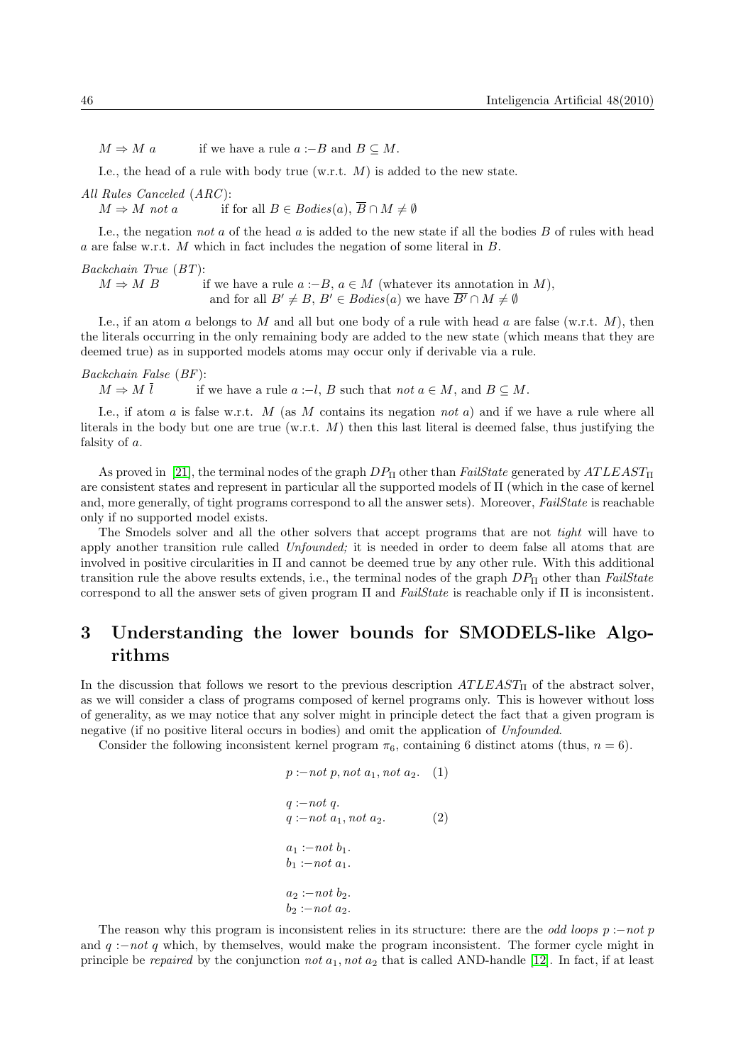$M \Rightarrow M\ a$ if we have a rule $a :- B$ and $B \subseteq M$.

I.e., the head of a rule with body true (w.r.t. $M$) is added to the new state.

*All Rules Canceled* (*ARC*):
$M \Rightarrow M\ not\ a$ if for all $B \in Bodies(a)$, $\overline{B} \cap M \neq \emptyset$

I.e., the negation *not a* of the head $a$ is added to the new state if all the bodies $B$ of rules with head $a$ are false w.r.t. $M$ which in fact includes the negation of some literal in $B$.

*Backchain True* (*BT*):
$M \Rightarrow M\ B$ if we have a rule $a :- B$, $a \in M$ (whatever its annotation in $M$), and for all $B' \neq B$, $B' \in Bodies(a)$ we have $\overline{B'} \cap M \neq \emptyset$

I.e., if an atom $a$ belongs to $M$ and all but one body of a rule with head $a$ are false (w.r.t. $M$), then the literals occurring in the only remaining body are added to the new state (which means that they are deemed true) as in supported models atoms may occur only if derivable via a rule.

*Backchain False* (*BF*):
$M \Rightarrow M\ \bar{l}$ if we have a rule $a :- l, B$ such that $not\ a \in M$, and $B \subseteq M$.

I.e., if atom $a$ is false w.r.t. $M$ (as $M$ contains its negation *not a*) and if we have a rule where all literals in the body but one are true (w.r.t. $M$) then this last literal is deemed false, thus justifying the falsity of $a$.

As proved in [21], the terminal nodes of the graph $DP_\Pi$ other than *FailState* generated by $ATLEAST_\Pi$ are consistent states and represent in particular all the supported models of $\Pi$ (which in the case of kernel and, more generally, of tight programs correspond to all the answer sets). Moreover, *FailState* is reachable only if no supported model exists.

The Smodels solver and all the other solvers that accept programs that are not *tight* will have to apply another transition rule called *Unfounded;* it is needed in order to deem false all atoms that are involved in positive circularities in $\Pi$ and cannot be deemed true by any other rule. With this additional transition rule the above results extends, i.e., the terminal nodes of the graph $DP_\Pi$ other than *FailState* correspond to all the answer sets of given program $\Pi$ and *FailState* is reachable only if $\Pi$ is inconsistent.

## 3 Understanding the lower bounds for SMODELS-like Algorithms

In the discussion that follows we resort to the previous description $ATLEAST_\Pi$ of the abstract solver, as we will consider a class of programs composed of kernel programs only. This is however without loss of generality, as we may notice that any solver might in principle detect the fact that a given program is negative (if no positive literal occurs in bodies) and omit the application of *Unfounded*.

Consider the following inconsistent kernel program $\pi_6$, containing 6 distinct atoms (thus, $n = 6$).

$$p :- not\ p, not\ a_1, not\ a_2. \quad (1)$$

$$q :- not\ q.$$
$$q :- not\ a_1, not\ a_2. \quad (2)$$

$$a_1 :- not\ b_1.$$
$$b_1 :- not\ a_1.$$

$$a_2 :- not\ b_2.$$
$$b_2 :- not\ a_2.$$

The reason why this program is inconsistent relies in its structure: there are the *odd loops* $p :- not\ p$ and $q :- not\ q$ which, by themselves, would make the program inconsistent. The former cycle might in principle be *repaired* by the conjunction $not\ a_1, not\ a_2$ that is called AND-handle [12]. In fact, if at least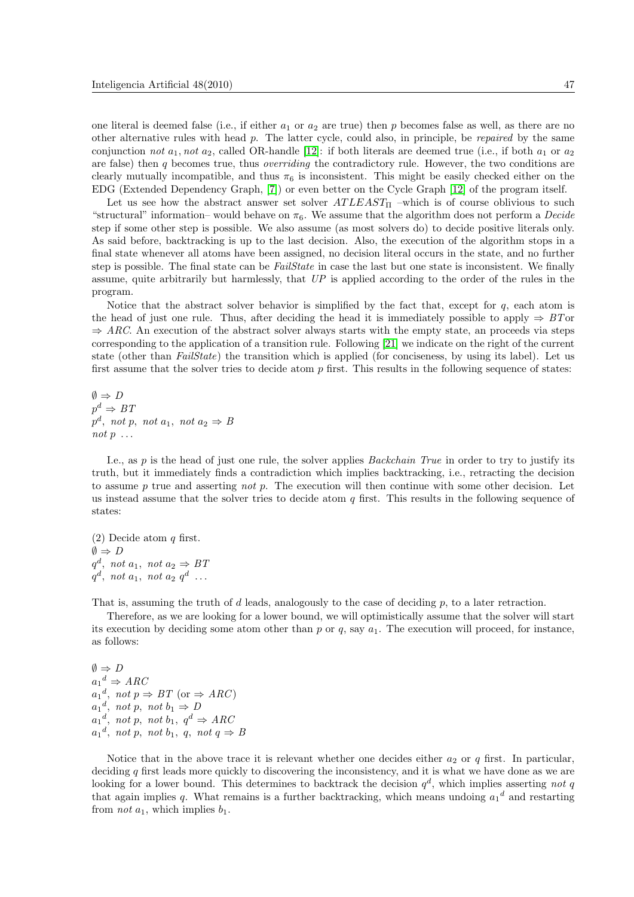one literal is deemed false (i.e., if either $a_1$ or $a_2$ are true) then $p$ becomes false as well, as there are no other alternative rules with head $p$. The latter cycle, could also, in principle, be *repaired* by the same conjunction $not\ a_1, not\ a_2$, called OR-handle [12]: if both literals are deemed true (i.e., if both $a_1$ or $a_2$ are false) then $q$ becomes true, thus *overriding* the contradictory rule. However, the two conditions are clearly mutually incompatible, and thus $\pi_6$ is inconsistent. This might be easily checked either on the EDG (Extended Dependency Graph, [7]) or even better on the Cycle Graph [12] of the program itself.

Let us see how the abstract answer set solver $ATLEAST_\Pi$ –which is of course oblivious to such "structural" information– would behave on $\pi_6$. We assume that the algorithm does not perform a *Decide* step if some other step is possible. We also assume (as most solvers do) to decide positive literals only. As said before, backtracking is up to the last decision. Also, the execution of the algorithm stops in a final state whenever all atoms have been assigned, no decision literal occurs in the state, and no further step is possible. The final state can be *FailState* in case the last but one state is inconsistent. We finally assume, quite arbitrarily but harmlessly, that *UP* is applied according to the order of the rules in the program.

Notice that the abstract solver behavior is simplified by the fact that, except for $q$, each atom is the head of just one rule. Thus, after deciding the head it is immediately possible to apply $\Rightarrow BT$ or $\Rightarrow ARC$. An execution of the abstract solver always starts with the empty state, an proceeds via steps corresponding to the application of a transition rule. Following [21] we indicate on the right of the current state (other than *FailState*) the transition which is applied (for conciseness, by using its label). Let us first assume that the solver tries to decide atom $p$ first. This results in the following sequence of states:

$\emptyset \Rightarrow D$
$p^d \Rightarrow BT$
$p^d,\ not\ p,\ not\ a_1,\ not\ a_2 \Rightarrow B$
$not\ p\ \ldots$

I.e., as $p$ is the head of just one rule, the solver applies *Backchain True* in order to try to justify its truth, but it immediately finds a contradiction which implies backtracking, i.e., retracting the decision to assume $p$ true and asserting $not\ p$. The execution will then continue with some other decision. Let us instead assume that the solver tries to decide atom $q$ first. This results in the following sequence of states:

(2) Decide atom $q$ first.
$\emptyset \Rightarrow D$
$q^d,\ not\ a_1,\ not\ a_2 \Rightarrow BT$
$q^d,\ not\ a_1,\ not\ a_2\ q^d\ \ldots$

That is, assuming the truth of $d$ leads, analogously to the case of deciding $p$, to a later retraction.

Therefore, as we are looking for a lower bound, we will optimistically assume that the solver will start its execution by deciding some atom other than $p$ or $q$, say $a_1$. The execution will proceed, for instance, as follows:

$\emptyset \Rightarrow D$
${a_1}^d \Rightarrow ARC$
${a_1}^d,\ not\ p \Rightarrow BT$ (or $\Rightarrow ARC$)
${a_1}^d,\ not\ p,\ not\ b_1 \Rightarrow D$
${a_1}^d,\ not\ p,\ not\ b_1,\ q^d \Rightarrow ARC$
${a_1}^d,\ not\ p,\ not\ b_1,\ q,\ not\ q \Rightarrow B$

Notice that in the above trace it is relevant whether one decides either $a_2$ or $q$ first. In particular, deciding $q$ first leads more quickly to discovering the inconsistency, and it is what we have done as we are looking for a lower bound. This determines to backtrack the decision $q^d$, which implies asserting $not\ q$ that again implies $q$. What remains is a further backtracking, which means undoing ${a_1}^d$ and restarting from $not\ a_1$, which implies $b_1$.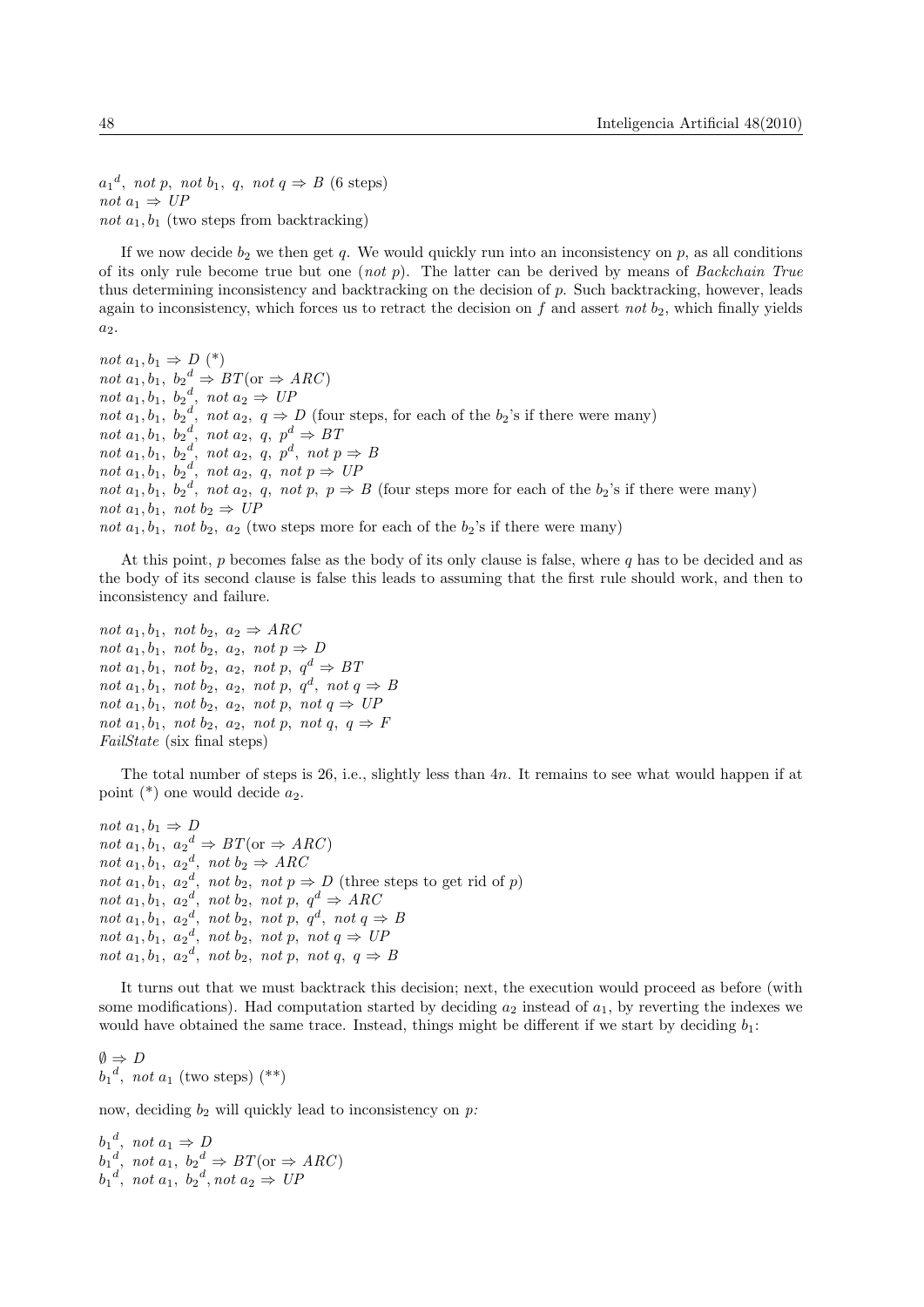${a_1}^d$, *not* $p$, *not* $b_1$, $q$, *not* $q \Rightarrow B$ (6 steps)
*not* $a_1 \Rightarrow UP$
*not* $a_1, b_1$ (two steps from backtracking)

If we now decide $b_2$ we then get $q$. We would quickly run into an inconsistency on $p$, as all conditions of its only rule become true but one (*not* $p$). The latter can be derived by means of *Backchain True* thus determining inconsistency and backtracking on the decision of $p$. Such backtracking, however, leads again to inconsistency, which forces us to retract the decision on $f$ and assert *not* $b_2$, which finally yields $a_2$.

*not* $a_1, b_1 \Rightarrow D$ (*)
*not* $a_1, b_1$, ${b_2}^d \Rightarrow BT$(or $\Rightarrow ARC$)
*not* $a_1, b_1$, ${b_2}^d$, *not* $a_2 \Rightarrow UP$
*not* $a_1, b_1$, ${b_2}^d$, *not* $a_2$, $q \Rightarrow D$ (four steps, for each of the $b_2$'s if there were many)
*not* $a_1, b_1$, ${b_2}^d$, *not* $a_2$, $q$, $p^d \Rightarrow BT$
*not* $a_1, b_1$, ${b_2}^d$, *not* $a_2$, $q$, $p^d$, *not* $p \Rightarrow B$
*not* $a_1, b_1$, ${b_2}^d$, *not* $a_2$, $q$, *not* $p \Rightarrow UP$
*not* $a_1, b_1$, ${b_2}^d$, *not* $a_2$, $q$, *not* $p$, $p \Rightarrow B$ (four steps more for each of the $b_2$'s if there were many)
*not* $a_1, b_1$, *not* $b_2 \Rightarrow UP$
*not* $a_1, b_1$, *not* $b_2$, $a_2$ (two steps more for each of the $b_2$'s if there were many)

At this point, $p$ becomes false as the body of its only clause is false, where $q$ has to be decided and as the body of its second clause is false this leads to assuming that the first rule should work, and then to inconsistency and failure.

*not* $a_1, b_1$, *not* $b_2$, $a_2 \Rightarrow ARC$
*not* $a_1, b_1$, *not* $b_2$, $a_2$, *not* $p \Rightarrow D$
*not* $a_1, b_1$, *not* $b_2$, $a_2$, *not* $p$, $q^d \Rightarrow BT$
*not* $a_1, b_1$, *not* $b_2$, $a_2$, *not* $p$, $q^d$, *not* $q \Rightarrow B$
*not* $a_1, b_1$, *not* $b_2$, $a_2$, *not* $p$, *not* $q \Rightarrow UP$
*not* $a_1, b_1$, *not* $b_2$, $a_2$, *not* $p$, *not* $q$, $q \Rightarrow F$
*FailState* (six final steps)

The total number of steps is 26, i.e., slightly less than $4n$. It remains to see what would happen if at point (*) one would decide $a_2$.

*not* $a_1, b_1 \Rightarrow D$
*not* $a_1, b_1$, ${a_2}^d \Rightarrow BT$(or $\Rightarrow ARC$)
*not* $a_1, b_1$, ${a_2}^d$, *not* $b_2 \Rightarrow ARC$
*not* $a_1, b_1$, ${a_2}^d$, *not* $b_2$, *not* $p \Rightarrow D$ (three steps to get rid of $p$)
*not* $a_1, b_1$, ${a_2}^d$, *not* $b_2$, *not* $p$, $q^d \Rightarrow ARC$
*not* $a_1, b_1$, ${a_2}^d$, *not* $b_2$, *not* $p$, $q^d$, *not* $q \Rightarrow B$
*not* $a_1, b_1$, ${a_2}^d$, *not* $b_2$, *not* $p$, *not* $q \Rightarrow UP$
*not* $a_1, b_1$, ${a_2}^d$, *not* $b_2$, *not* $p$, *not* $q$, $q \Rightarrow B$

It turns out that we must backtrack this decision; next, the execution would proceed as before (with some modifications). Had computation started by deciding $a_2$ instead of $a_1$, by reverting the indexes we would have obtained the same trace. Instead, things might be different if we start by deciding $b_1$:

$\emptyset \Rightarrow D$
${b_1}^d$, *not* $a_1$ (two steps) (**)

now, deciding $b_2$ will quickly lead to inconsistency on $p$:

${b_1}^d$, *not* $a_1 \Rightarrow D$
${b_1}^d$, *not* $a_1$, ${b_2}^d \Rightarrow BT$(or $\Rightarrow ARC$)
${b_1}^d$, *not* $a_1$, ${b_2}^d$, *not* $a_2 \Rightarrow UP$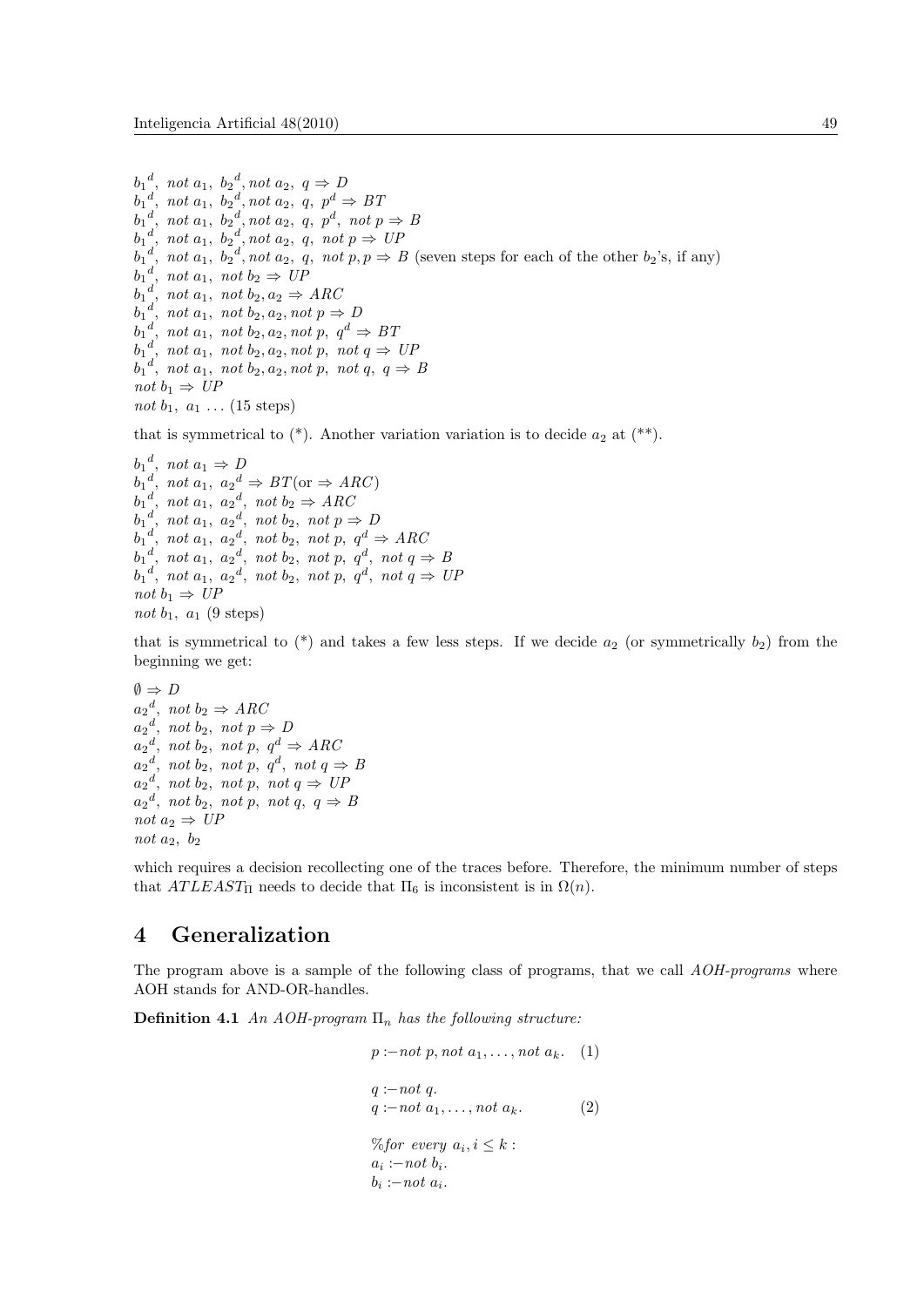${b_1}^d,\ not\ a_1,\ {b_2}^d, not\ a_2,\ q \Rightarrow D$
${b_1}^d,\ not\ a_1,\ {b_2}^d, not\ a_2,\ q,\ p^d \Rightarrow BT$
${b_1}^d,\ not\ a_1,\ {b_2}^d, not\ a_2,\ q,\ p^d,\ not\ p \Rightarrow B$
${b_1}^d,\ not\ a_1,\ {b_2}^d, not\ a_2,\ q,\ not\ p \Rightarrow UP$
${b_1}^d,\ not\ a_1,\ {b_2}^d, not\ a_2,\ q,\ not\ p, p \Rightarrow B$ (seven steps for each of the other $b_2$'s, if any)
${b_1}^d,\ not\ a_1,\ not\ b_2 \Rightarrow UP$
${b_1}^d,\ not\ a_1,\ not\ b_2, a_2 \Rightarrow ARC$
${b_1}^d,\ not\ a_1,\ not\ b_2, a_2, not\ p \Rightarrow D$
${b_1}^d,\ not\ a_1,\ not\ b_2, a_2, not\ p,\ q^d \Rightarrow BT$
${b_1}^d,\ not\ a_1,\ not\ b_2, a_2, not\ p,\ not\ q \Rightarrow UP$
${b_1}^d,\ not\ a_1,\ not\ b_2, a_2, not\ p,\ not\ q,\ q \Rightarrow B$
$not\ b_1 \Rightarrow UP$
$not\ b_1,\ a_1 \ldots$ (15 steps)

that is symmetrical to (*). Another variation variation is to decide $a_2$ at (**).

${b_1}^d,\ not\ a_1 \Rightarrow D$
${b_1}^d,\ not\ a_1,\ {a_2}^d \Rightarrow BT(\text{or} \Rightarrow ARC)$
${b_1}^d,\ not\ a_1,\ {a_2}^d,\ not\ b_2 \Rightarrow ARC$
${b_1}^d,\ not\ a_1,\ {a_2}^d,\ not\ b_2,\ not\ p \Rightarrow D$
${b_1}^d,\ not\ a_1,\ {a_2}^d,\ not\ b_2,\ not\ p,\ q^d \Rightarrow ARC$
${b_1}^d,\ not\ a_1,\ {a_2}^d,\ not\ b_2,\ not\ p,\ q^d,\ not\ q \Rightarrow B$
${b_1}^d,\ not\ a_1,\ {a_2}^d,\ not\ b_2,\ not\ p,\ q^d,\ not\ q \Rightarrow UP$
$not\ b_1 \Rightarrow UP$
$not\ b_1,\ a_1$ (9 steps)

that is symmetrical to (*) and takes a few less steps. If we decide $a_2$ (or symmetrically $b_2$) from the beginning we get:

$\emptyset \Rightarrow D$
${a_2}^d,\ not\ b_2 \Rightarrow ARC$
${a_2}^d,\ not\ b_2,\ not\ p \Rightarrow D$
${a_2}^d,\ not\ b_2,\ not\ p,\ q^d \Rightarrow ARC$
${a_2}^d,\ not\ b_2,\ not\ p,\ q^d,\ not\ q \Rightarrow B$
${a_2}^d,\ not\ b_2,\ not\ p,\ not\ q \Rightarrow UP$
${a_2}^d,\ not\ b_2,\ not\ p,\ not\ q,\ q \Rightarrow B$
$not\ a_2 \Rightarrow UP$
$not\ a_2,\ b_2$

which requires a decision recollecting one of the traces before. Therefore, the minimum number of steps that $ATLEAST_\Pi$ needs to decide that $\Pi_6$ is inconsistent is in $\Omega(n)$.

# 4 Generalization

The program above is a sample of the following class of programs, that we call *AOH-programs* where AOH stands for AND-OR-handles.

**Definition 4.1** *An AOH-program $\Pi_n$ has the following structure:*

$$p :- not\ p, not\ a_1, \ldots, not\ a_k. \quad (1)$$

$$q :- not\ q.$$
$$q :- not\ a_1, \ldots, not\ a_k. \quad (2)$$

$$\%for\ every\ a_i, i \leq k:$$
$$a_i :- not\ b_i.$$
$$b_i :- not\ a_i.$$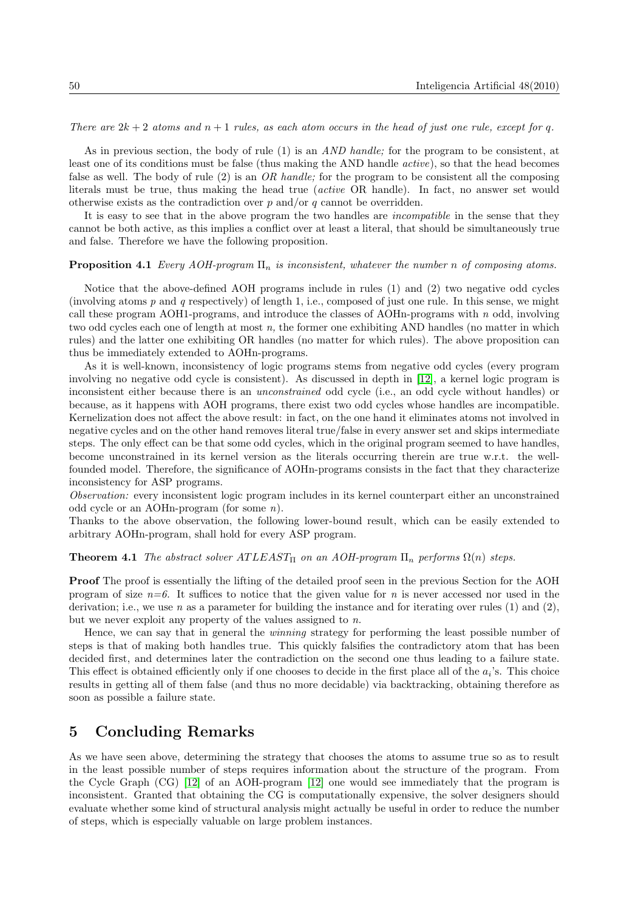*There are $2k + 2$ atoms and $n + 1$ rules, as each atom occurs in the head of just one rule, except for q.*

As in previous section, the body of rule (1) is an *AND handle;* for the program to be consistent, at least one of its conditions must be false (thus making the AND handle *active*), so that the head becomes false as well. The body of rule (2) is an *OR handle;* for the program to be consistent all the composing literals must be true, thus making the head true (*active* OR handle). In fact, no answer set would otherwise exists as the contradiction over $p$ and/or $q$ cannot be overridden.

It is easy to see that in the above program the two handles are *incompatible* in the sense that they cannot be both active, as this implies a conflict over at least a literal, that should be simultaneously true and false. Therefore we have the following proposition.

**Proposition 4.1** *Every AOH-program $\Pi_n$ is inconsistent, whatever the number n of composing atoms.*

Notice that the above-defined AOH programs include in rules (1) and (2) two negative odd cycles (involving atoms $p$ and $q$ respectively) of length 1, i.e., composed of just one rule. In this sense, we might call these program AOH1-programs, and introduce the classes of AOHn-programs with $n$ odd, involving two odd cycles each one of length at most $n$, the former one exhibiting AND handles (no matter in which rules) and the latter one exhibiting OR handles (no matter for which rules). The above proposition can thus be immediately extended to AOHn-programs.

As it is well-known, inconsistency of logic programs stems from negative odd cycles (every program involving no negative odd cycle is consistent). As discussed in depth in [12], a kernel logic program is inconsistent either because there is an *unconstrained* odd cycle (i.e., an odd cycle without handles) or because, as it happens with AOH programs, there exist two odd cycles whose handles are incompatible. Kernelization does not affect the above result: in fact, on the one hand it eliminates atoms not involved in negative cycles and on the other hand removes literal true/false in every answer set and skips intermediate steps. The only effect can be that some odd cycles, which in the original program seemed to have handles, become unconstrained in its kernel version as the literals occurring therein are true w.r.t. the well-founded model. Therefore, the significance of AOHn-programs consists in the fact that they characterize inconsistency for ASP programs.

*Observation:* every inconsistent logic program includes in its kernel counterpart either an unconstrained odd cycle or an AOHn-program (for some $n$).

Thanks to the above observation, the following lower-bound result, which can be easily extended to arbitrary AOHn-program, shall hold for every ASP program.

**Theorem 4.1** *The abstract solver $ATLEAST_{\Pi}$ on an AOH-program $\Pi_n$ performs $\Omega(n)$ steps.*

**Proof** The proof is essentially the lifting of the detailed proof seen in the previous Section for the AOH program of size $n$=6. It suffices to notice that the given value for $n$ is never accessed nor used in the derivation; i.e., we use $n$ as a parameter for building the instance and for iterating over rules (1) and (2), but we never exploit any property of the values assigned to $n$.

Hence, we can say that in general the *winning* strategy for performing the least possible number of steps is that of making both handles true. This quickly falsifies the contradictory atom that has been decided first, and determines later the contradiction on the second one thus leading to a failure state. This effect is obtained efficiently only if one chooses to decide in the first place all of the $a_i$'s. This choice results in getting all of them false (and thus no more decidable) via backtracking, obtaining therefore as soon as possible a failure state.

# 5 Concluding Remarks

As we have seen above, determining the strategy that chooses the atoms to assume true so as to result in the least possible number of steps requires information about the structure of the program. From the Cycle Graph (CG) [12] of an AOH-program [12] one would see immediately that the program is inconsistent. Granted that obtaining the CG is computationally expensive, the solver designers should evaluate whether some kind of structural analysis might actually be useful in order to reduce the number of steps, which is especially valuable on large problem instances.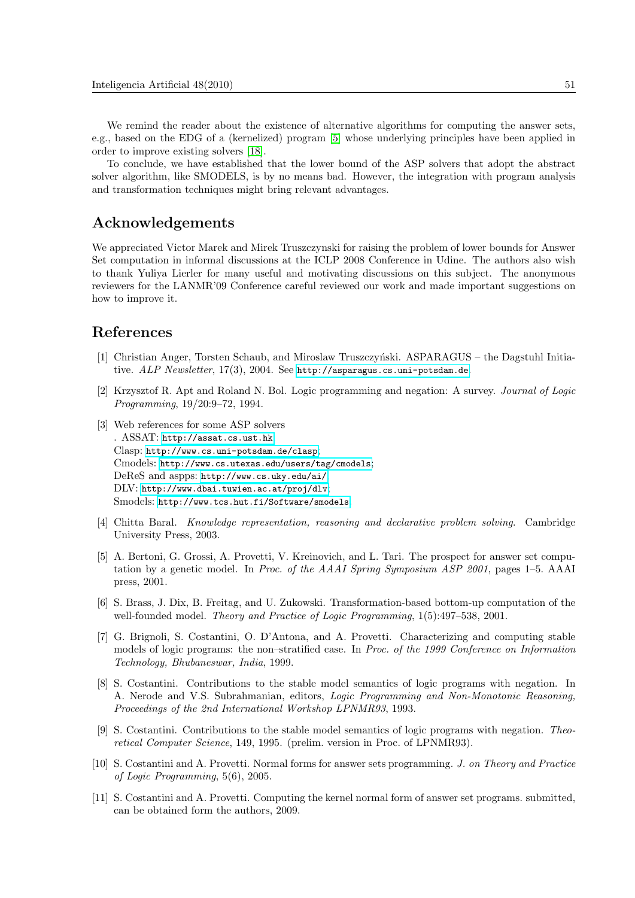We remind the reader about the existence of alternative algorithms for computing the answer sets, e.g., based on the EDG of a (kernelized) program [5] whose underlying principles have been applied in order to improve existing solvers [18].

To conclude, we have established that the lower bound of the ASP solvers that adopt the abstract solver algorithm, like SMODELS, is by no means bad. However, the integration with program analysis and transformation techniques might bring relevant advantages.

## Acknowledgements

We appreciated Victor Marek and Mirek Truszczynski for raising the problem of lower bounds for Answer Set computation in informal discussions at the ICLP 2008 Conference in Udine. The authors also wish to thank Yuliya Lierler for many useful and motivating discussions on this subject. The anonymous reviewers for the LANMR'09 Conference careful reviewed our work and made important suggestions on how to improve it.

## References

[1] Christian Anger, Torsten Schaub, and Miroslaw Truszczyński. ASPARAGUS – the Dagstuhl Initiative. *ALP Newsletter*, 17(3), 2004. See http://asparagus.cs.uni-potsdam.de.

[2] Krzysztof R. Apt and Roland N. Bol. Logic programming and negation: A survey. *Journal of Logic Programming*, 19/20:9–72, 1994.

[3] Web references for some ASP solvers
. ASSAT: http://assat.cs.ust.hk;
Clasp: http://www.cs.uni-potsdam.de/clasp;
Cmodels: http://www.cs.utexas.edu/users/tag/cmodels;
DeReS and aspps: http://www.cs.uky.edu/ai/;
DLV: http://www.dbai.tuwien.ac.at/proj/dlv;
Smodels: http://www.tcs.hut.fi/Software/smodels.

[4] Chitta Baral. *Knowledge representation, reasoning and declarative problem solving*. Cambridge University Press, 2003.

[5] A. Bertoni, G. Grossi, A. Provetti, V. Kreinovich, and L. Tari. The prospect for answer set computation by a genetic model. In *Proc. of the AAAI Spring Symposium ASP 2001*, pages 1–5. AAAI press, 2001.

[6] S. Brass, J. Dix, B. Freitag, and U. Zukowski. Transformation-based bottom-up computation of the well-founded model. *Theory and Practice of Logic Programming*, 1(5):497–538, 2001.

[7] G. Brignoli, S. Costantini, O. D'Antona, and A. Provetti. Characterizing and computing stable models of logic programs: the non–stratified case. In *Proc. of the 1999 Conference on Information Technology, Bhubaneswar, India*, 1999.

[8] S. Costantini. Contributions to the stable model semantics of logic programs with negation. In A. Nerode and V.S. Subrahmanian, editors, *Logic Programming and Non-Monotonic Reasoning, Proceedings of the 2nd International Workshop LPNMR93*, 1993.

[9] S. Costantini. Contributions to the stable model semantics of logic programs with negation. *Theoretical Computer Science*, 149, 1995. (prelim. version in Proc. of LPNMR93).

[10] S. Costantini and A. Provetti. Normal forms for answer sets programming. *J. on Theory and Practice of Logic Programming*, 5(6), 2005.

[11] S. Costantini and A. Provetti. Computing the kernel normal form of answer set programs. submitted, can be obtained form the authors, 2009.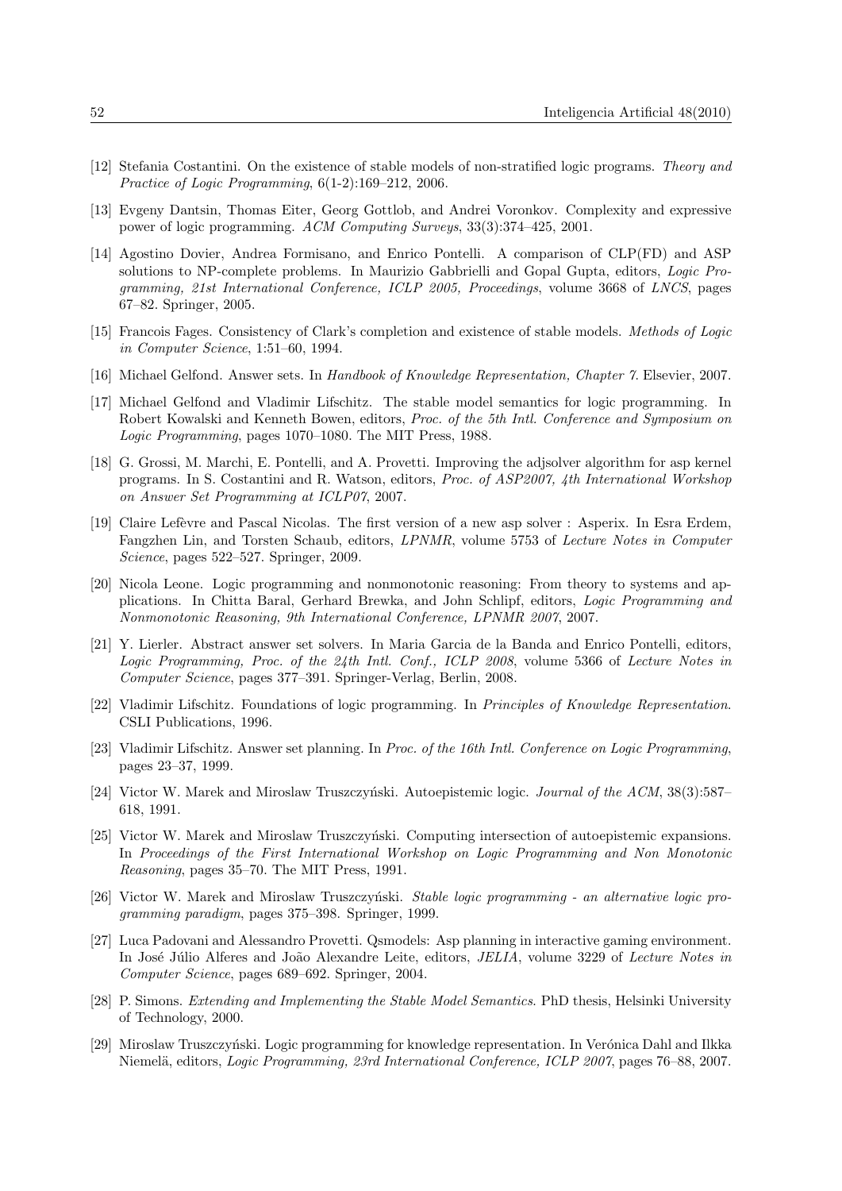[12] Stefania Costantini. On the existence of stable models of non-stratified logic programs. *Theory and Practice of Logic Programming*, 6(1-2):169–212, 2006.

[13] Evgeny Dantsin, Thomas Eiter, Georg Gottlob, and Andrei Voronkov. Complexity and expressive power of logic programming. *ACM Computing Surveys*, 33(3):374–425, 2001.

[14] Agostino Dovier, Andrea Formisano, and Enrico Pontelli. A comparison of CLP(FD) and ASP solutions to NP-complete problems. In Maurizio Gabbrielli and Gopal Gupta, editors, *Logic Programming, 21st International Conference, ICLP 2005, Proceedings*, volume 3668 of *LNCS*, pages 67–82. Springer, 2005.

[15] Francois Fages. Consistency of Clark's completion and existence of stable models. *Methods of Logic in Computer Science*, 1:51–60, 1994.

[16] Michael Gelfond. Answer sets. In *Handbook of Knowledge Representation, Chapter 7*. Elsevier, 2007.

[17] Michael Gelfond and Vladimir Lifschitz. The stable model semantics for logic programming. In Robert Kowalski and Kenneth Bowen, editors, *Proc. of the 5th Intl. Conference and Symposium on Logic Programming*, pages 1070–1080. The MIT Press, 1988.

[18] G. Grossi, M. Marchi, E. Pontelli, and A. Provetti. Improving the adjsolver algorithm for asp kernel programs. In S. Costantini and R. Watson, editors, *Proc. of ASP2007, 4th International Workshop on Answer Set Programming at ICLP07*, 2007.

[19] Claire Lefèvre and Pascal Nicolas. The first version of a new asp solver : Asperix. In Esra Erdem, Fangzhen Lin, and Torsten Schaub, editors, *LPNMR*, volume 5753 of *Lecture Notes in Computer Science*, pages 522–527. Springer, 2009.

[20] Nicola Leone. Logic programming and nonmonotonic reasoning: From theory to systems and applications. In Chitta Baral, Gerhard Brewka, and John Schlipf, editors, *Logic Programming and Nonmonotonic Reasoning, 9th International Conference, LPNMR 2007*, 2007.

[21] Y. Lierler. Abstract answer set solvers. In Maria Garcia de la Banda and Enrico Pontelli, editors, *Logic Programming, Proc. of the 24th Intl. Conf., ICLP 2008*, volume 5366 of *Lecture Notes in Computer Science*, pages 377–391. Springer-Verlag, Berlin, 2008.

[22] Vladimir Lifschitz. Foundations of logic programming. In *Principles of Knowledge Representation*. CSLI Publications, 1996.

[23] Vladimir Lifschitz. Answer set planning. In *Proc. of the 16th Intl. Conference on Logic Programming*, pages 23–37, 1999.

[24] Victor W. Marek and Miroslaw Truszczyński. Autoepistemic logic. *Journal of the ACM*, 38(3):587–618, 1991.

[25] Victor W. Marek and Miroslaw Truszczyński. Computing intersection of autoepistemic expansions. In *Proceedings of the First International Workshop on Logic Programming and Non Monotonic Reasoning*, pages 35–70. The MIT Press, 1991.

[26] Victor W. Marek and Miroslaw Truszczyński. *Stable logic programming - an alternative logic programming paradigm*, pages 375–398. Springer, 1999.

[27] Luca Padovani and Alessandro Provetti. Qsmodels: Asp planning in interactive gaming environment. In José Júlio Alferes and João Alexandre Leite, editors, *JELIA*, volume 3229 of *Lecture Notes in Computer Science*, pages 689–692. Springer, 2004.

[28] P. Simons. *Extending and Implementing the Stable Model Semantics*. PhD thesis, Helsinki University of Technology, 2000.

[29] Miroslaw Truszczyński. Logic programming for knowledge representation. In Verónica Dahl and Ilkka Niemelä, editors, *Logic Programming, 23rd International Conference, ICLP 2007*, pages 76–88, 2007.